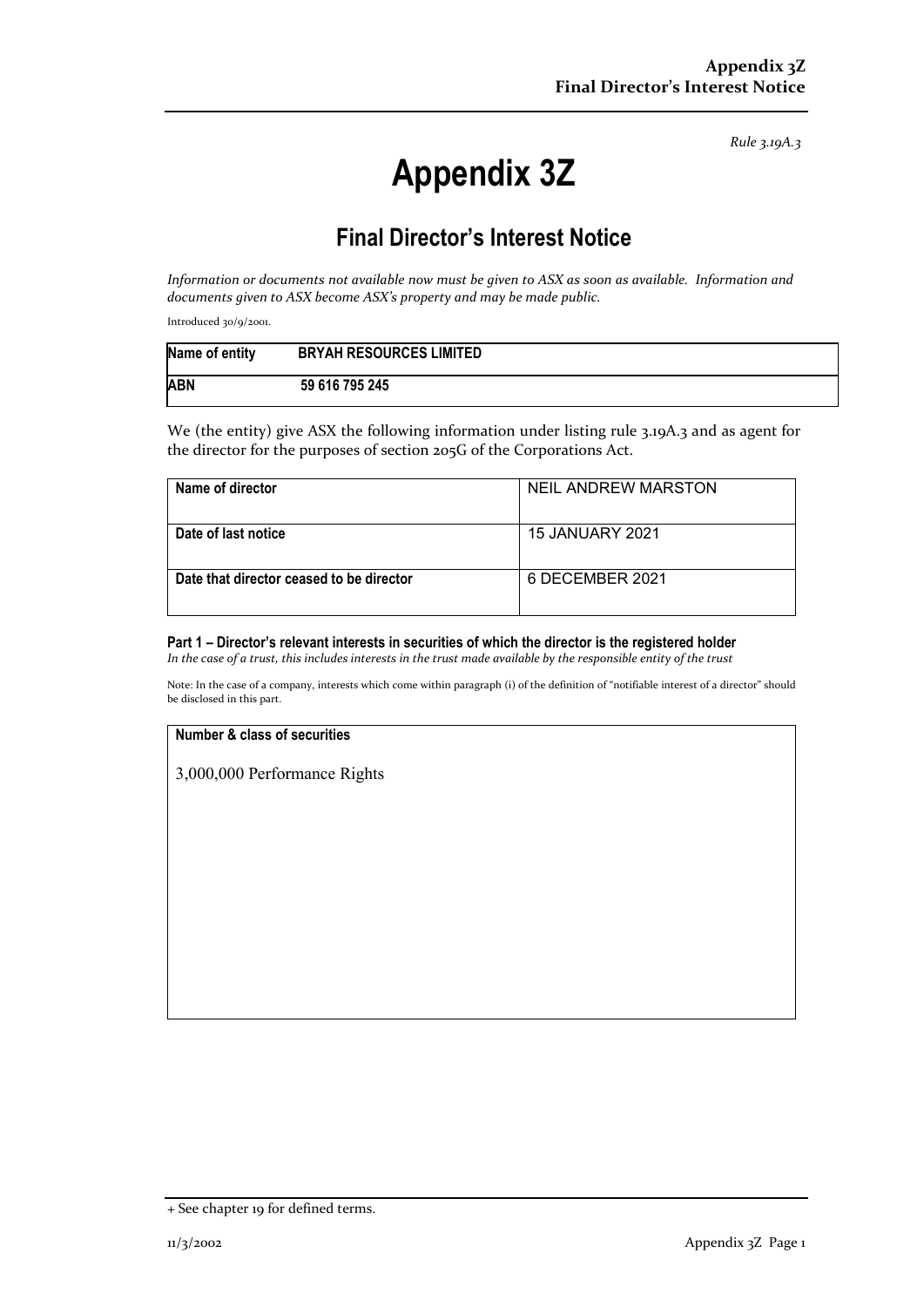Rule 3.19A.3

# Appendix 3Z

## Final Director's Interest Notice

*Information or documents not available now must be given to ASX as soon as available. Information and documents given to ASX become ASX's property and may be made public.*

Introduced 30/9/2001.

| Name of entity | BRYAH RESOURCES LIMITED |
|---|---|
| ABN | 59 616 795 245 |

We (the entity) give ASX the following information under listing rule 3.19A.3 and as agent for the director for the purposes of section 205G of the Corporations Act.

| Name of director | NEIL ANDREW MARSTON |
|---|---|
| Date of last notice | 15 JANUARY 2021 |
| Date that director ceased to be director | 6 DECEMBER 2021 |

### Part 1 – Director's relevant interests in securities of which the director is the registered holder

*In the case of a trust, this includes interests in the trust made available by the responsible entity of the trust*

Note: In the case of a company, interests which come within paragraph (i) of the definition of "notifiable interest of a director" should be disclosed in this part.

| Number & class of securities |
|---|
| 3,000,000 Performance Rights |

+ See chapter 19 for defined terms.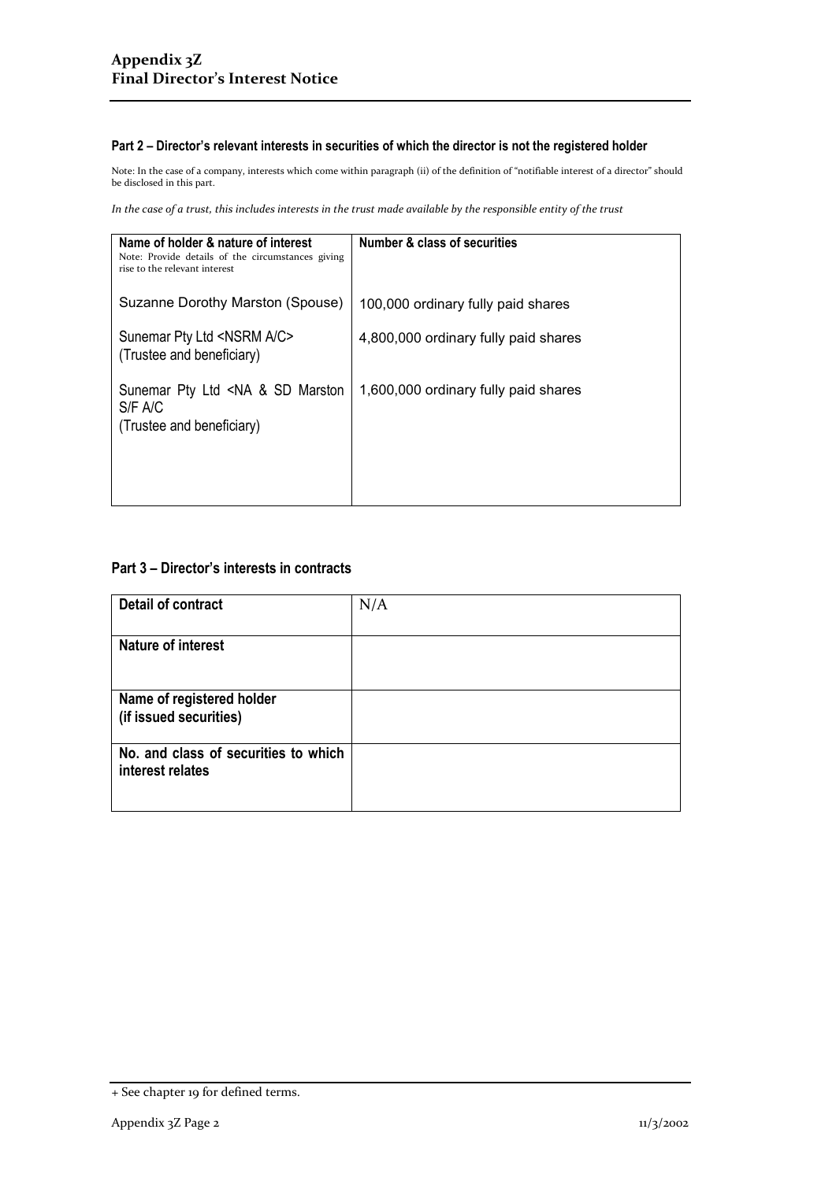## Part 2 – Director's relevant interests in securities of which the director is not the registered holder

Note: In the case of a company, interests which come within paragraph (ii) of the definition of "notifiable interest of a director" should be disclosed in this part.

*In the case of a trust, this includes interests in the trust made available by the responsible entity of the trust*

| **Name of holder & nature of interest**<br>Note: Provide details of the circumstances giving rise to the relevant interest | **Number & class of securities** |
|---|---|
| Suzanne Dorothy Marston (Spouse) | 100,000 ordinary fully paid shares |
| Sunemar Pty Ltd <NSRM A/C><br>(Trustee and beneficiary) | 4,800,000 ordinary fully paid shares |
| Sunemar Pty Ltd <NA & SD Marston S/F A/C<br>(Trustee and beneficiary) | 1,600,000 ordinary fully paid shares |

## Part 3 – Director's interests in contracts

| | |
|---|---|
| **Detail of contract** | N/A |
| **Nature of interest** | |
| **Name of registered holder (if issued securities)** | |
| **No. and class of securities to which interest relates** | |

+ See chapter 19 for defined terms.